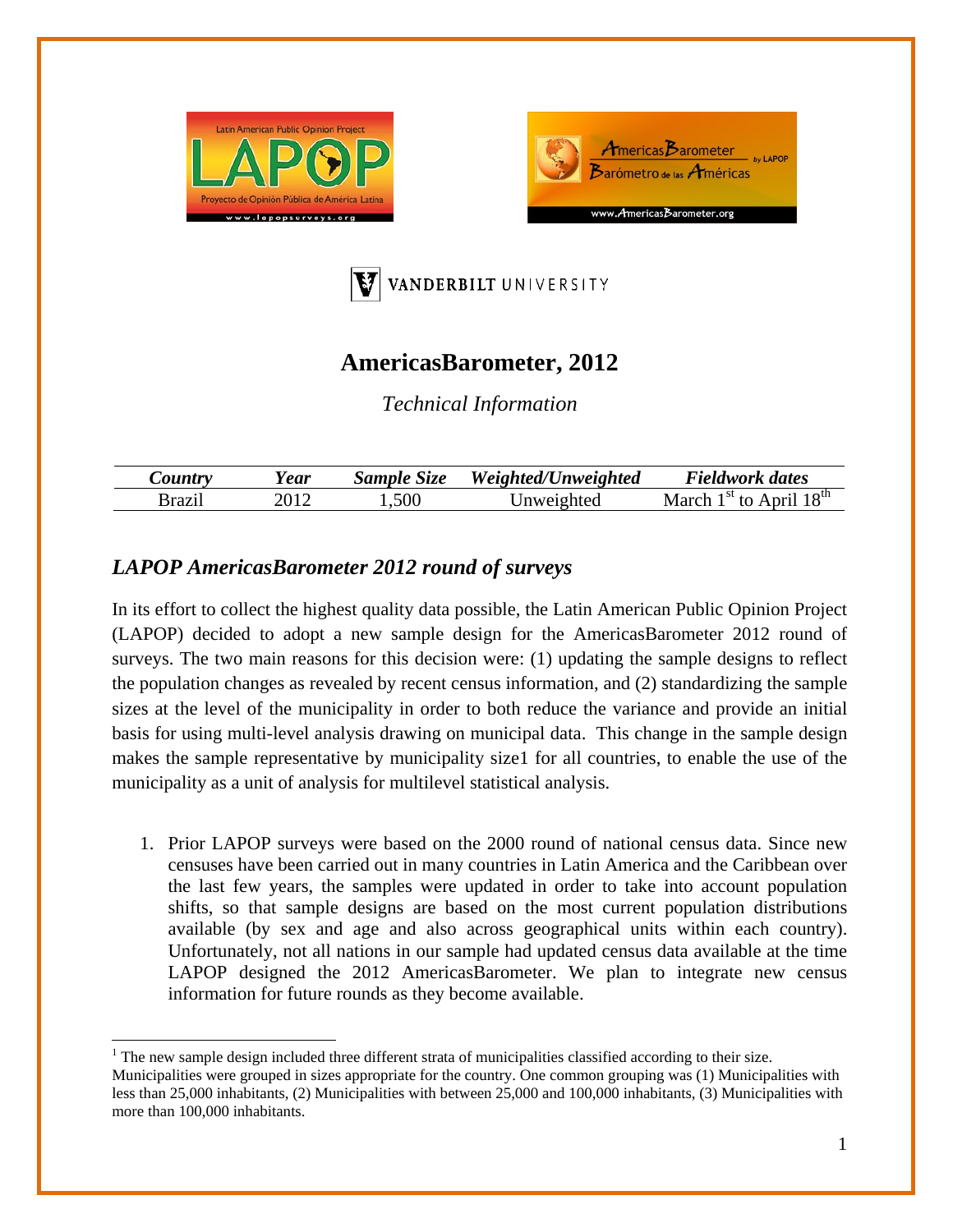# AmericasBarometer, 2012

*Technical Information*

| *Country* | *Year* | *Sample Size* | *Weighted/Unweighted* | *Fieldwork dates* |
|---|---|---|---|---|
| Brazil | 2012 | 1,500 | Unweighted | March 1st to April 18th |

## *LAPOP AmericasBarometer 2012 round of surveys*

In its effort to collect the highest quality data possible, the Latin American Public Opinion Project (LAPOP) decided to adopt a new sample design for the AmericasBarometer 2012 round of surveys. The two main reasons for this decision were: (1) updating the sample designs to reflect the population changes as revealed by recent census information, and (2) standardizing the sample sizes at the level of the municipality in order to both reduce the variance and provide an initial basis for using multi-level analysis drawing on municipal data. This change in the sample design makes the sample representative by municipality size1 for all countries, to enable the use of the municipality as a unit of analysis for multilevel statistical analysis.

1. Prior LAPOP surveys were based on the 2000 round of national census data. Since new censuses have been carried out in many countries in Latin America and the Caribbean over the last few years, the samples were updated in order to take into account population shifts, so that sample designs are based on the most current population distributions available (by sex and age and also across geographical units within each country). Unfortunately, not all nations in our sample had updated census data available at the time LAPOP designed the 2012 AmericasBarometer. We plan to integrate new census information for future rounds as they become available.

[1] The new sample design included three different strata of municipalities classified according to their size. Municipalities were grouped in sizes appropriate for the country. One common grouping was (1) Municipalities with less than 25,000 inhabitants, (2) Municipalities with between 25,000 and 100,000 inhabitants, (3) Municipalities with more than 100,000 inhabitants.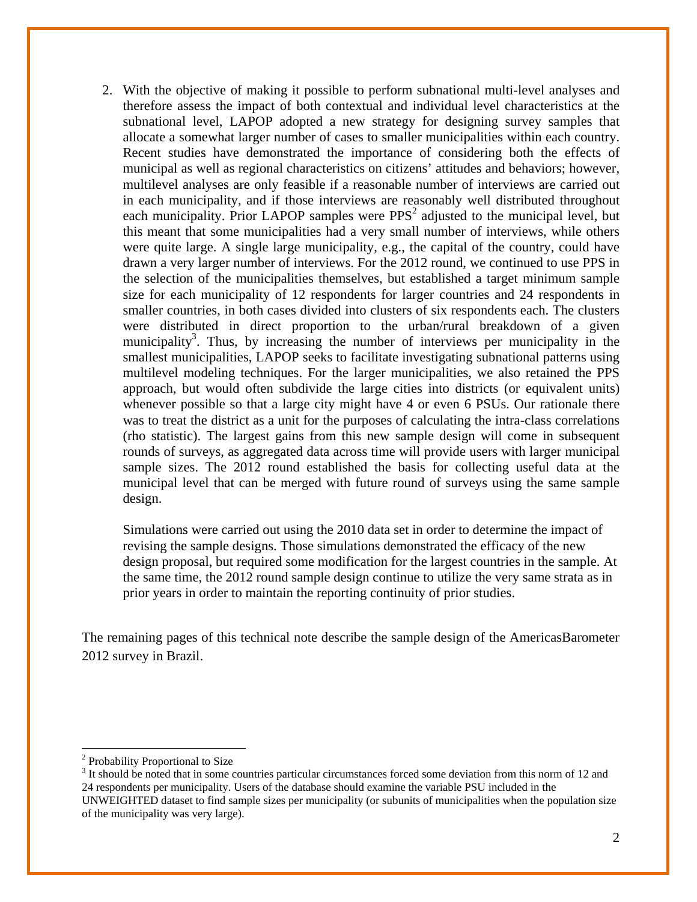2. With the objective of making it possible to perform subnational multi-level analyses and therefore assess the impact of both contextual and individual level characteristics at the subnational level, LAPOP adopted a new strategy for designing survey samples that allocate a somewhat larger number of cases to smaller municipalities within each country. Recent studies have demonstrated the importance of considering both the effects of municipal as well as regional characteristics on citizens' attitudes and behaviors; however, multilevel analyses are only feasible if a reasonable number of interviews are carried out in each municipality, and if those interviews are reasonably well distributed throughout each municipality. Prior LAPOP samples were PPS[2] adjusted to the municipal level, but this meant that some municipalities had a very small number of interviews, while others were quite large. A single large municipality, e.g., the capital of the country, could have drawn a very larger number of interviews. For the 2012 round, we continued to use PPS in the selection of the municipalities themselves, but established a target minimum sample size for each municipality of 12 respondents for larger countries and 24 respondents in smaller countries, in both cases divided into clusters of six respondents each. The clusters were distributed in direct proportion to the urban/rural breakdown of a given municipality[3]. Thus, by increasing the number of interviews per municipality in the smallest municipalities, LAPOP seeks to facilitate investigating subnational patterns using multilevel modeling techniques. For the larger municipalities, we also retained the PPS approach, but would often subdivide the large cities into districts (or equivalent units) whenever possible so that a large city might have 4 or even 6 PSUs. Our rationale there was to treat the district as a unit for the purposes of calculating the intra-class correlations (rho statistic). The largest gains from this new sample design will come in subsequent rounds of surveys, as aggregated data across time will provide users with larger municipal sample sizes. The 2012 round established the basis for collecting useful data at the municipal level that can be merged with future round of surveys using the same sample design.

   Simulations were carried out using the 2010 data set in order to determine the impact of revising the sample designs. Those simulations demonstrated the efficacy of the new design proposal, but required some modification for the largest countries in the sample. At the same time, the 2012 round sample design continue to utilize the very same strata as in prior years in order to maintain the reporting continuity of prior studies.

The remaining pages of this technical note describe the sample design of the AmericasBarometer 2012 survey in Brazil.

---

[2] Probability Proportional to Size

[3] It should be noted that in some countries particular circumstances forced some deviation from this norm of 12 and 24 respondents per municipality. Users of the database should examine the variable PSU included in the UNWEIGHTED dataset to find sample sizes per municipality (or subunits of municipalities when the population size of the municipality was very large).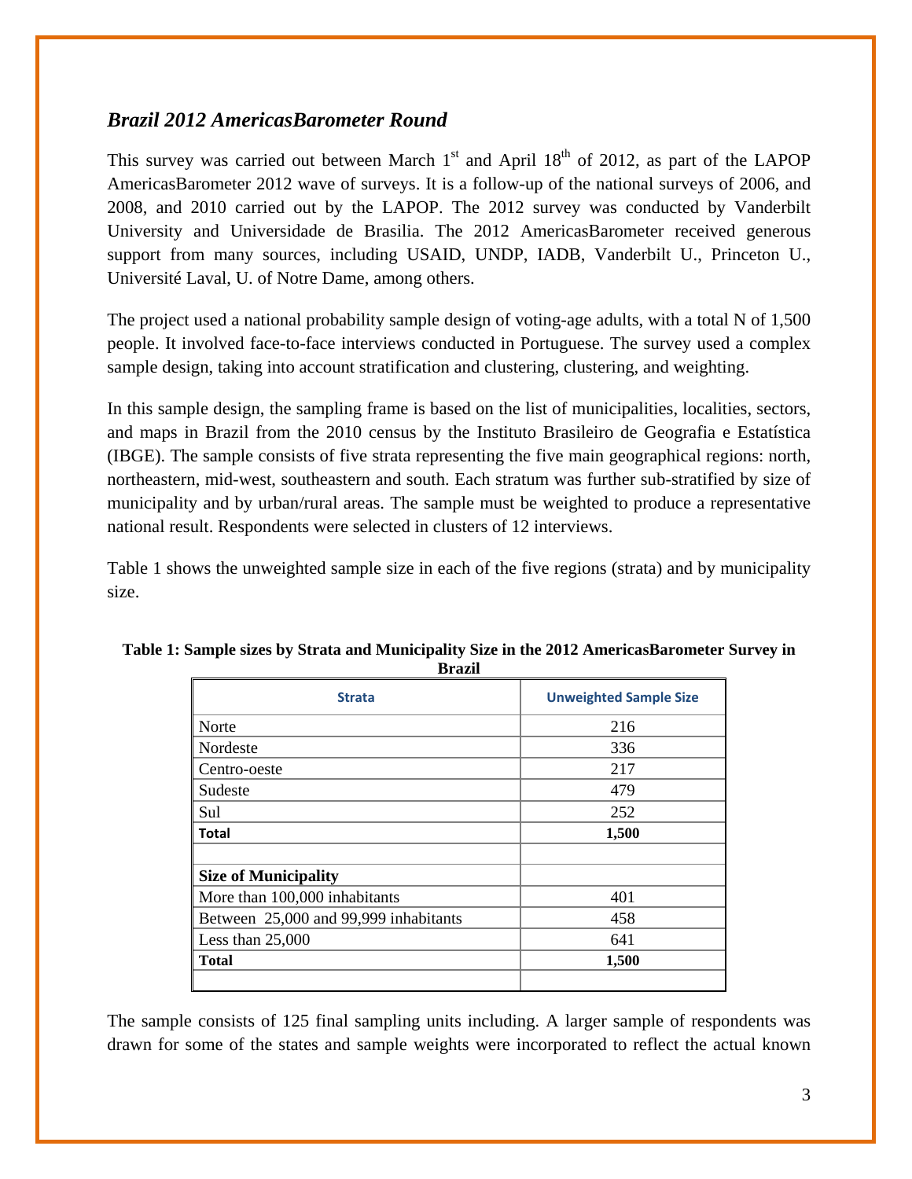## *Brazil 2012 AmericasBarometer Round*

This survey was carried out between March 1st and April 18th of 2012, as part of the LAPOP AmericasBarometer 2012 wave of surveys. It is a follow-up of the national surveys of 2006, and 2008, and 2010 carried out by the LAPOP. The 2012 survey was conducted by Vanderbilt University and Universidade de Brasilia. The 2012 AmericasBarometer received generous support from many sources, including USAID, UNDP, IADB, Vanderbilt U., Princeton U., Université Laval, U. of Notre Dame, among others.

The project used a national probability sample design of voting-age adults, with a total N of 1,500 people. It involved face-to-face interviews conducted in Portuguese. The survey used a complex sample design, taking into account stratification and clustering, clustering, and weighting.

In this sample design, the sampling frame is based on the list of municipalities, localities, sectors, and maps in Brazil from the 2010 census by the Instituto Brasileiro de Geografia e Estatística (IBGE). The sample consists of five strata representing the five main geographical regions: north, northeastern, mid-west, southeastern and south. Each stratum was further sub-stratified by size of municipality and by urban/rural areas. The sample must be weighted to produce a representative national result. Respondents were selected in clusters of 12 interviews.

Table 1 shows the unweighted sample size in each of the five regions (strata) and by municipality size.

**Table 1: Sample sizes by Strata and Municipality Size in the 2012 AmericasBarometer Survey in Brazil**

| Strata | Unweighted Sample Size |
|---|---|
| Norte | 216 |
| Nordeste | 336 |
| Centro-oeste | 217 |
| Sudeste | 479 |
| Sul | 252 |
| **Total** | **1,500** |
| | |
| **Size of Municipality** | |
| More than 100,000 inhabitants | 401 |
| Between 25,000 and 99,999 inhabitants | 458 |
| Less than 25,000 | 641 |
| **Total** | **1,500** |
| | |

The sample consists of 125 final sampling units including. A larger sample of respondents was drawn for some of the states and sample weights were incorporated to reflect the actual known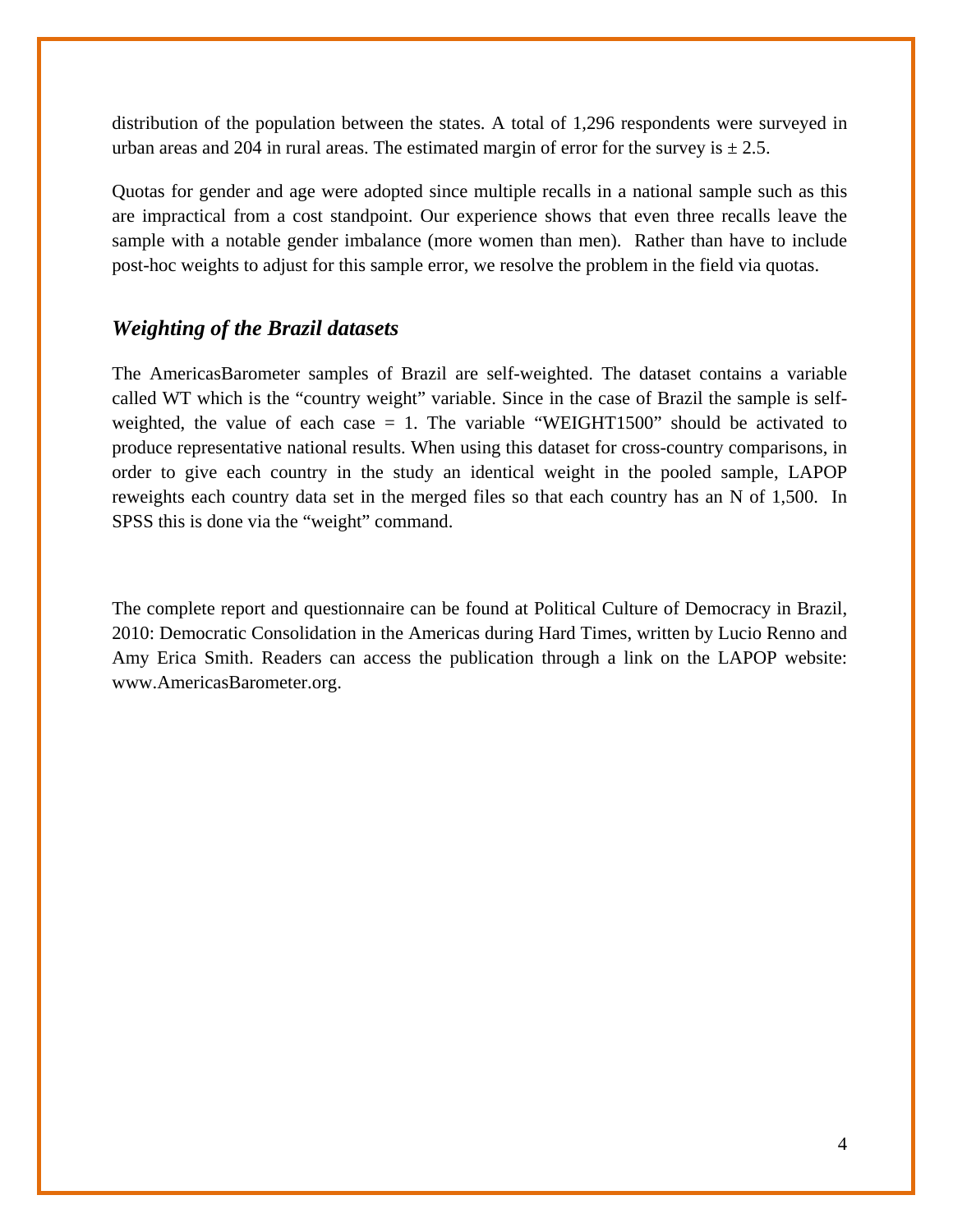distribution of the population between the states. A total of 1,296 respondents were surveyed in urban areas and 204 in rural areas. The estimated margin of error for the survey is ± 2.5.

Quotas for gender and age were adopted since multiple recalls in a national sample such as this are impractical from a cost standpoint. Our experience shows that even three recalls leave the sample with a notable gender imbalance (more women than men). Rather than have to include post-hoc weights to adjust for this sample error, we resolve the problem in the field via quotas.

### *Weighting of the Brazil datasets*

The AmericasBarometer samples of Brazil are self-weighted. The dataset contains a variable called WT which is the "country weight" variable. Since in the case of Brazil the sample is self-weighted, the value of each case = 1. The variable "WEIGHT1500" should be activated to produce representative national results. When using this dataset for cross-country comparisons, in order to give each country in the study an identical weight in the pooled sample, LAPOP reweights each country data set in the merged files so that each country has an N of 1,500. In SPSS this is done via the "weight" command.

The complete report and questionnaire can be found at Political Culture of Democracy in Brazil, 2010: Democratic Consolidation in the Americas during Hard Times, written by Lucio Renno and Amy Erica Smith. Readers can access the publication through a link on the LAPOP website: www.AmericasBarometer.org.